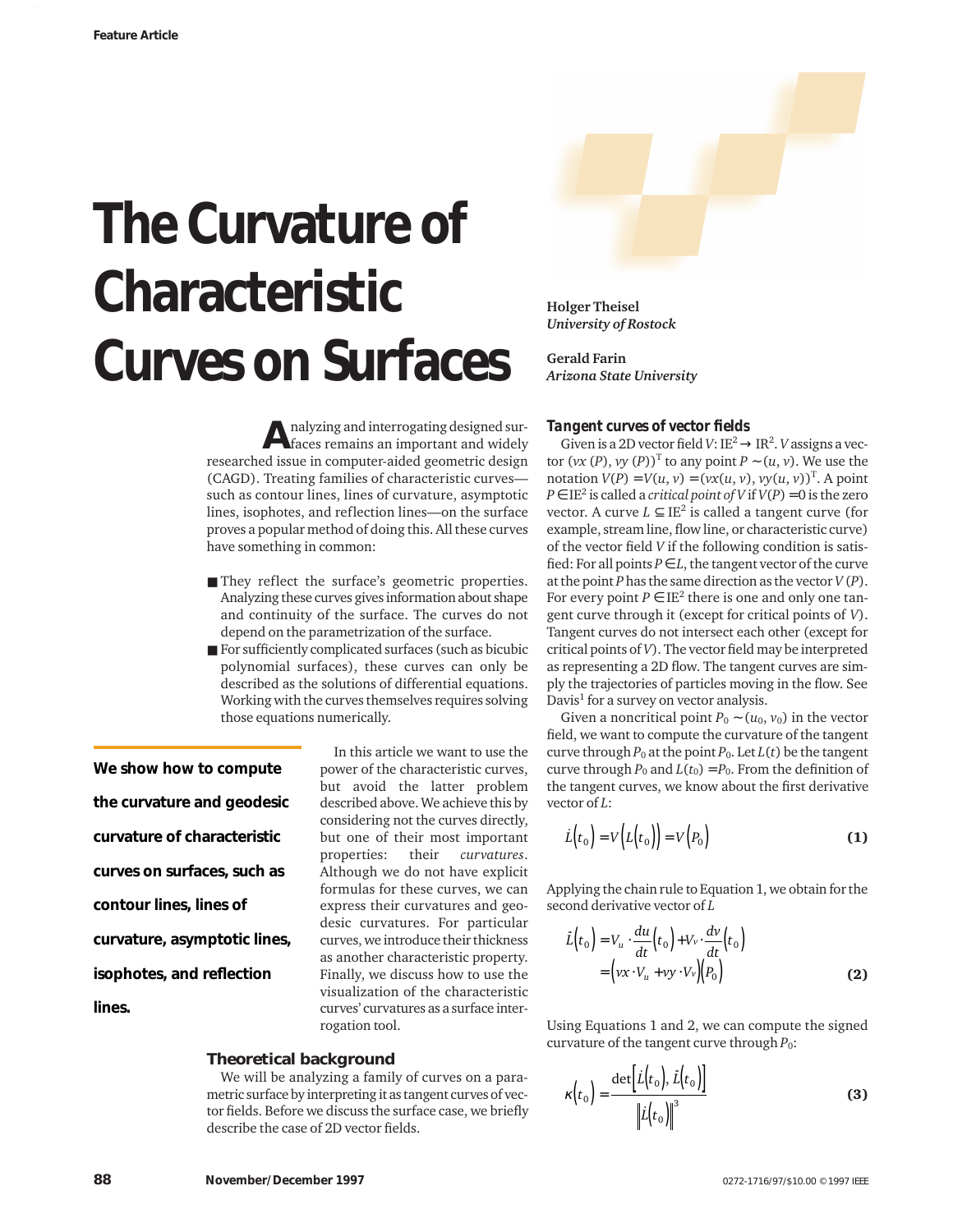# The Curvature of Characteristic Curves on Surfaces

**Holger Theisel**
*University of Rostock*

**Gerald Farin**
*Arizona State University*

**We show how to compute the curvature and geodesic curvature of characteristic curves on surfaces, such as contour lines, lines of curvature, asymptotic lines, isophotes, and reflection lines.**

Analyzing and interrogating designed surfaces remains an important and widely researched issue in computer-aided geometric design (CAGD). Treating families of characteristic curves—such as contour lines, lines of curvature, asymptotic lines, isophotes, and reflection lines—on the surface proves a popular method of doing this. All these curves have something in common:

- They reflect the surface's geometric properties. Analyzing these curves gives information about shape and continuity of the surface. The curves do not depend on the parametrization of the surface.
- For sufficiently complicated surfaces (such as bicubic polynomial surfaces), these curves can only be described as the solutions of differential equations. Working with the curves themselves requires solving those equations numerically.

In this article we want to use the power of the characteristic curves, but avoid the latter problem described above. We achieve this by considering not the curves directly, but one of their most important properties: their *curvatures*. Although we do not have explicit formulas for these curves, we can express their curvatures and geodesic curvatures. For particular curves, we introduce their thickness as another characteristic property. Finally, we discuss how to use the visualization of the characteristic curves' curvatures as a surface interrogation tool.

## Theoretical background

We will be analyzing a family of curves on a parametric surface by interpreting it as tangent curves of vector fields. Before we discuss the surface case, we briefly describe the case of 2D vector fields.

### Tangent curves of vector fields

Given is a 2D vector field $V: \mathbb{E}^2 \to \mathbb{R}^2$. $V$ assigns a vector $(vx(P), vy(P))^T$ to any point $P \sim (u, v)$. We use the notation $V(P) = V(u, v) = (vx(u, v), vy(u, v))^T$. A point $P \in \mathbb{E}^2$ is called a *critical point of* $V$ if $V(P) = 0$ is the zero vector. A curve $L \subseteq \mathbb{E}^2$ is called a tangent curve (for example, stream line, flow line, or characteristic curve) of the vector field $V$ if the following condition is satisfied: For all points $P \in L$, the tangent vector of the curve at the point $P$ has the same direction as the vector $V(P)$. For every point $P \in \mathbb{E}^2$ there is one and only one tangent curve through it (except for critical points of $V$). Tangent curves do not intersect each other (except for critical points of $V$). The vector field may be interpreted as representing a 2D flow. The tangent curves are simply the trajectories of particles moving in the flow. See Davis[1] for a survey on vector analysis.

Given a noncritical point $P_0 \sim (u_0, v_0)$ in the vector field, we want to compute the curvature of the tangent curve through $P_0$ at the point $P_0$. Let $L(t)$ be the tangent curve through $P_0$ and $L(t_0) = P_0$. From the definition of the tangent curves, we know about the first derivative vector of $L$:

$$\dot{L}(t_0) = V(L(t_0)) = V(P_0) \tag{1}$$

Applying the chain rule to Equation 1, we obtain for the second derivative vector of $L$

$$\begin{aligned}\ddot{L}(t_0) &= V_u \cdot \frac{du}{dt}(t_0) + V_v \cdot \frac{dv}{dt}(t_0) \\ &= (vx \cdot V_u + vy \cdot V_v)(P_0)\end{aligned} \tag{2}$$

Using Equations 1 and 2, we can compute the signed curvature of the tangent curve through $P_0$:

$$\kappa(t_0) = \frac{\det\left[\dot{L}(t_0), \ddot{L}(t_0)\right]}{\left\|\dot{L}(t_0)\right\|^3} \tag{3}$$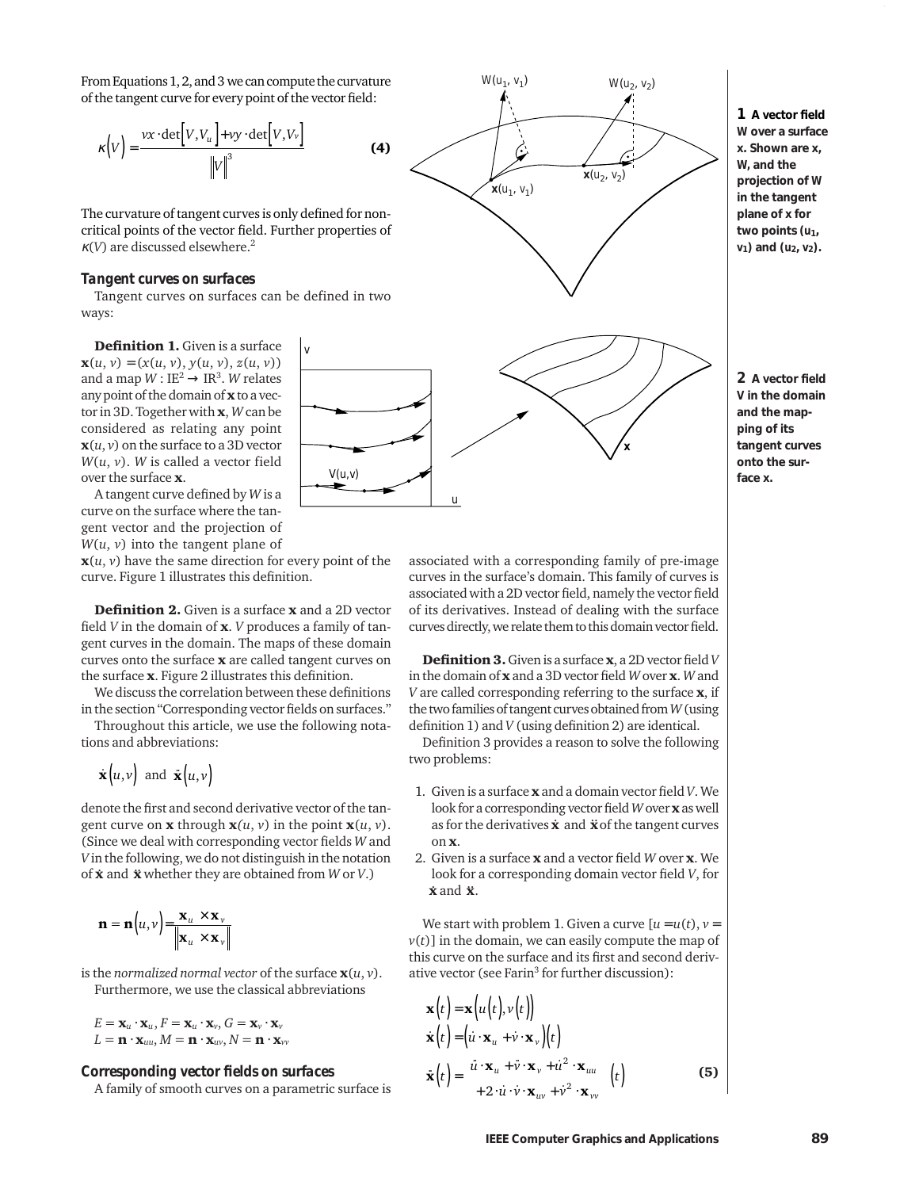From Equations 1, 2, and 3 we can compute the curvature of the tangent curve for every point of the vector field:

$$\kappa(V) = \frac{vx \cdot \det[V, V_u] + vy \cdot \det[V, V_v]}{\|V\|^3} \tag{4}$$

The curvature of tangent curves is only defined for non-critical points of the vector field. Further properties of $\kappa(V)$ are discussed elsewhere.[2]

**1 A vector field W over a surface x. Shown are x, W, and the projection of W in the tangent plane of x for two points ($u_1$, $v_1$) and ($u_2$, $v_2$).**

**2 A vector field V in the domain and the mapping of its tangent curves onto the surface x.**

### Tangent curves on surfaces

Tangent curves on surfaces can be defined in two ways:

**Definition 1.** Given is a surface $\mathbf{x}(u, v) = (x(u, v), y(u, v), z(u, v))$ and a map $W : \mathrm{IE}^2 \rightarrow \mathrm{IR}^3$. $W$ relates any point of the domain of $\mathbf{x}$ to a vector in 3D. Together with $\mathbf{x}$, $W$ can be considered as relating any point $\mathbf{x}(u, v)$ on the surface to a 3D vector $W(u, v)$. $W$ is called a vector field over the surface $\mathbf{x}$.

A tangent curve defined by $W$ is a curve on the surface where the tangent vector and the projection of $W(u, v)$ into the tangent plane of $\mathbf{x}(u, v)$ have the same direction for every point of the curve. Figure 1 illustrates this definition.

**Definition 2.** Given is a surface $\mathbf{x}$ and a 2D vector field $V$ in the domain of $\mathbf{x}$. $V$ produces a family of tangent curves in the domain. The maps of these domain curves onto the surface $\mathbf{x}$ are called tangent curves on the surface $\mathbf{x}$. Figure 2 illustrates this definition.

We discuss the correlation between these definitions in the section "Corresponding vector fields on surfaces."

Throughout this article, we use the following notations and abbreviations:

$$\dot{\mathbf{x}}(u, v) \text{ and } \ddot{\mathbf{x}}(u, v)$$

denote the first and second derivative vector of the tangent curve on $\mathbf{x}$ through $\mathbf{x}(u, v)$ in the point $\mathbf{x}(u, v)$. (Since we deal with corresponding vector fields $W$ and $V$ in the following, we do not distinguish in the notation of $\dot{\mathbf{x}}$ and $\ddot{\mathbf{x}}$ whether they are obtained from $W$ or $V$.)

$$\mathbf{n} = \mathbf{n}(u, v) = \frac{\mathbf{x}_u \times \mathbf{x}_v}{\|\mathbf{x}_u \times \mathbf{x}_v\|}$$

is the *normalized normal vector* of the surface $\mathbf{x}(u, v)$.

Furthermore, we use the classical abbreviations

$$E = \mathbf{x}_u \cdot \mathbf{x}_u,\ F = \mathbf{x}_u \cdot \mathbf{x}_v,\ G = \mathbf{x}_v \cdot \mathbf{x}_v$$
$$L = \mathbf{n} \cdot \mathbf{x}_{uu},\ M = \mathbf{n} \cdot \mathbf{x}_{uv},\ N = \mathbf{n} \cdot \mathbf{x}_{vv}$$

### Corresponding vector fields on surfaces

A family of smooth curves on a parametric surface is associated with a corresponding family of pre-image curves in the surface's domain. This family of curves is associated with a 2D vector field, namely the vector field of its derivatives. Instead of dealing with the surface curves directly, we relate them to this domain vector field.

**Definition 3.** Given is a surface $\mathbf{x}$, a 2D vector field $V$ in the domain of $\mathbf{x}$ and a 3D vector field $W$ over $\mathbf{x}$. $W$ and $V$ are called corresponding referring to the surface $\mathbf{x}$, if the two families of tangent curves obtained from $W$ (using definition 1) and $V$ (using definition 2) are identical.

Definition 3 provides a reason to solve the following two problems:

1. Given is a surface $\mathbf{x}$ and a domain vector field $V$. We look for a corresponding vector field $W$ over $\mathbf{x}$ as well as for the derivatives $\dot{\mathbf{x}}$ and $\ddot{\mathbf{x}}$ of the tangent curves on $\mathbf{x}$.
2. Given is a surface $\mathbf{x}$ and a vector field $W$ over $\mathbf{x}$. We look for a corresponding domain vector field $V$, for $\dot{\mathbf{x}}$ and $\ddot{\mathbf{x}}$.

We start with problem 1. Given a curve $[u = u(t), v = v(t)]$ in the domain, we can easily compute the map of this curve on the surface and its first and second derivative vector (see Farin[3] for further discussion):

$$\begin{aligned}
\mathbf{x}(t) &= \mathbf{x}(u(t), v(t)) \\
\dot{\mathbf{x}}(t) &= (\dot{u} \cdot \mathbf{x}_u + \dot{v} \cdot \mathbf{x}_v)(t) \\
\ddot{\mathbf{x}}(t) &= \left( \begin{aligned} &\ddot{u} \cdot \mathbf{x}_u + \ddot{v} \cdot \mathbf{x}_v + \dot{u}^2 \cdot \mathbf{x}_{uu} \\ &+ 2 \cdot \dot{u} \cdot \dot{v} \cdot \mathbf{x}_{uv} + \dot{v}^2 \cdot \mathbf{x}_{vv} \end{aligned} \right)(t)
\end{aligned} \tag{5}$$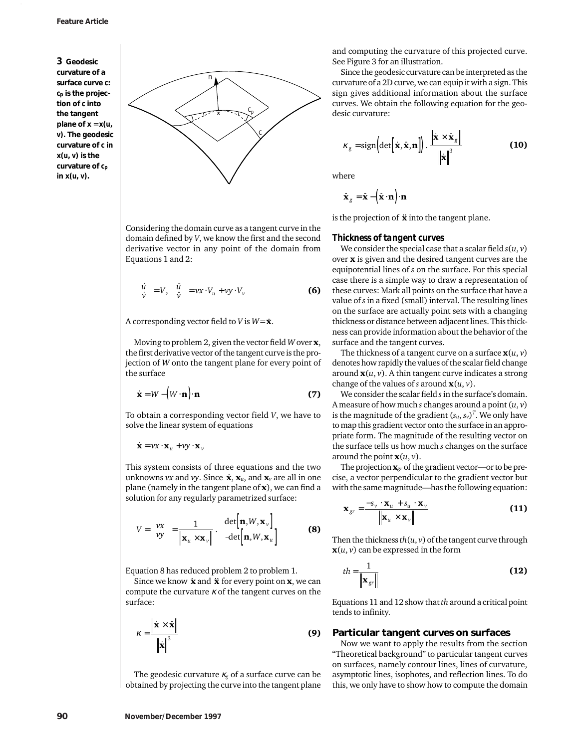**3 Geodesic curvature of a surface curve c: $c_p$ is the projection of c into the tangent plane of $x = x(u, v)$. The geodesic curvature of c in $x(u, v)$ is the curvature of $c_p$ in $x(u, v)$.**

Considering the domain curve as a tangent curve in the domain defined by $V$, we know the first and the second derivative vector in any point of the domain from Equations 1 and 2:

$$\begin{pmatrix} \dot{u} \\ \dot{v} \end{pmatrix} = V, \quad \begin{pmatrix} \ddot{u} \\ \ddot{v} \end{pmatrix} = vx \cdot V_u + vy \cdot V_v \tag{6}$$

A corresponding vector field to $V$ is $W = \dot{\mathbf{x}}$.

Moving to problem 2, given the vector field $W$ over $\mathbf{x}$, the first derivative vector of the tangent curve is the projection of $W$ onto the tangent plane for every point of the surface

$$\dot{\mathbf{x}} = W - \left(W \cdot \mathbf{n}\right) \cdot \mathbf{n} \tag{7}$$

To obtain a corresponding vector field $V$, we have to solve the linear system of equations

$$\dot{\mathbf{x}} = vx \cdot \mathbf{x}_u + vy \cdot \mathbf{x}_v$$

This system consists of three equations and the two unknowns $vx$ and $vy$. Since $\dot{\mathbf{x}}$, $\mathbf{x}_u$, and $\mathbf{x}_v$ are all in one plane (namely in the tangent plane of $\mathbf{x}$), we can find a solution for any regularly parametrized surface:

$$V = \begin{pmatrix} vx \\ vy \end{pmatrix} = \frac{1}{\left\| \mathbf{x}_u \times \mathbf{x}_v \right\|} \cdot \begin{pmatrix} \det\left[\mathbf{n}, W, \mathbf{x}_v\right] \\ -\det\left[\mathbf{n}, W, \mathbf{x}_u\right] \end{pmatrix} \tag{8}$$

Equation 8 has reduced problem 2 to problem 1.

Since we know $\dot{\mathbf{x}}$ and $\ddot{\mathbf{x}}$ for every point on $\mathbf{x}$, we can compute the curvature $\kappa$ of the tangent curves on the surface:

$$\kappa = \frac{\left\| \dot{\mathbf{x}} \times \ddot{\mathbf{x}} \right\|}{\left\| \dot{\mathbf{x}} \right\|^3} \tag{9}$$

The geodesic curvature $\kappa_g$ of a surface curve can be obtained by projecting the curve into the tangent plane and computing the curvature of this projected curve. See Figure 3 for an illustration.

Since the geodesic curvature can be interpreted as the curvature of a 2D curve, we can equip it with a sign. This sign gives additional information about the surface curves. We obtain the following equation for the geodesic curvature:

$$\kappa_g = \operatorname{sign}\left(\det\left[\dot{\mathbf{x}}, \ddot{\mathbf{x}}, \mathbf{n}\right]\right) \cdot \frac{\left\| \dot{\mathbf{x}} \times \ddot{\mathbf{x}}_g \right\|}{\left\| \dot{\mathbf{x}} \right\|^3} \tag{10}$$

where

$$\ddot{\mathbf{x}}_g = \ddot{\mathbf{x}} - \left(\ddot{\mathbf{x}} \cdot \mathbf{n}\right) \cdot \mathbf{n}$$

is the projection of $\ddot{\mathbf{x}}$ into the tangent plane.

### Thickness of tangent curves

We consider the special case that a scalar field $s(u, v)$ over $\mathbf{x}$ is given and the desired tangent curves are the equipotential lines of $s$ on the surface. For this special case there is a simple way to draw a representation of these curves: Mark all points on the surface that have a value of $s$ in a fixed (small) interval. The resulting lines on the surface are actually point sets with a changing thickness or distance between adjacent lines. This thickness can provide information about the behavior of the surface and the tangent curves.

The thickness of a tangent curve on a surface $\mathbf{x}(u, v)$ denotes how rapidly the values of the scalar field change around $\mathbf{x}(u, v)$. A thin tangent curve indicates a strong change of the values of $s$ around $\mathbf{x}(u, v)$.

We consider the scalar field $s$ in the surface's domain. A measure of how much $s$ changes around a point $(u, v)$ is the magnitude of the gradient $(s_u, s_v)^T$. We only have to map this gradient vector onto the surface in an appropriate form. The magnitude of the resulting vector on the surface tells us how much $s$ changes on the surface around the point $\mathbf{x}(u, v)$.

The projection $\mathbf{x}_{gr}$ of the gradient vector—or to be precise, a vector perpendicular to the gradient vector but with the same magnitude—has the following equation:

$$\mathbf{x}_{gr} = \frac{-s_v \cdot \mathbf{x}_u + s_u \cdot \mathbf{x}_v}{\left\| \mathbf{x}_u \times \mathbf{x}_v \right\|} \tag{11}$$

Then the thickness $th(u, v)$ of the tangent curve through $\mathbf{x}(u, v)$ can be expressed in the form

$$th = \frac{1}{\left\| \mathbf{x}_{gr} \right\|} \tag{12}$$

Equations 11 and 12 show that $th$ around a critical point tends to infinity.

## Particular tangent curves on surfaces

Now we want to apply the results from the section "Theoretical background" to particular tangent curves on surfaces, namely contour lines, lines of curvature, asymptotic lines, isophotes, and reflection lines. To do this, we only have to show how to compute the domain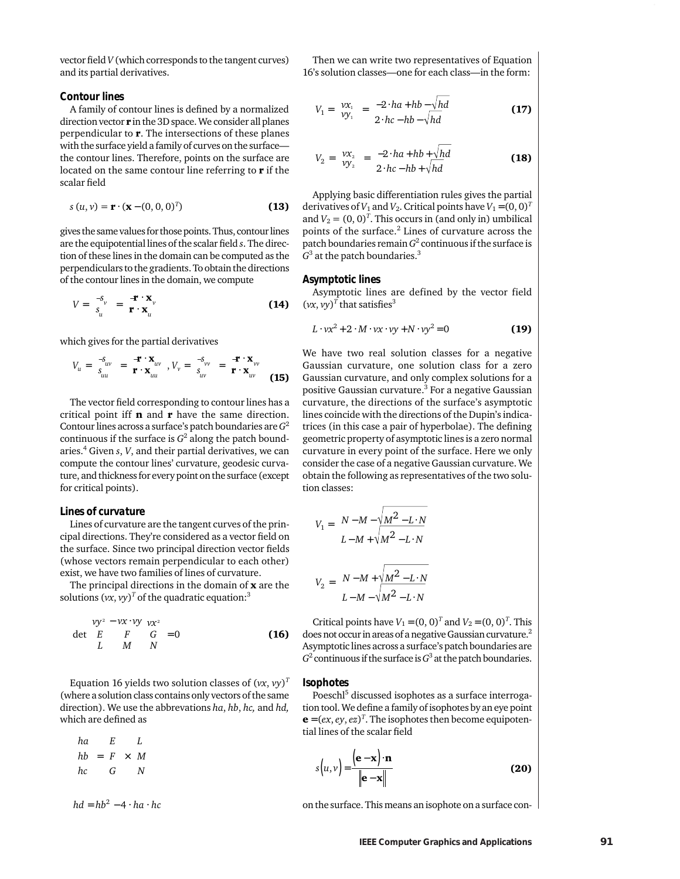vector field $V$ (which corresponds to the tangent curves) and its partial derivatives.

### Contour lines

A family of contour lines is defined by a normalized direction vector $\mathbf{r}$ in the 3D space. We consider all planes perpendicular to $\mathbf{r}$. The intersections of these planes with the surface yield a family of curves on the surface—the contour lines. Therefore, points on the surface are located on the same contour line referring to $\mathbf{r}$ if the scalar field

$$s(u, v) = \mathbf{r} \cdot (\mathbf{x} - (0, 0, 0)^T) \tag{13}$$

gives the same values for those points. Thus, contour lines are the equipotential lines of the scalar field $s$. The direction of these lines in the domain can be computed as the perpendiculars to the gradients. To obtain the directions of the contour lines in the domain, we compute

$$V = \begin{pmatrix} -s_v \\ s_u \end{pmatrix} = \begin{pmatrix} -\mathbf{r} \cdot \mathbf{x}_v \\ \mathbf{r} \cdot \mathbf{x}_u \end{pmatrix} \tag{14}$$

which gives for the partial derivatives

$$V_u = \begin{pmatrix} -s_{uv} \\ s_{uu} \end{pmatrix} = \begin{pmatrix} -\mathbf{r} \cdot \mathbf{x}_{uv} \\ \mathbf{r} \cdot \mathbf{x}_{uu} \end{pmatrix}, V_v = \begin{pmatrix} -s_{vv} \\ s_{uv} \end{pmatrix} = \begin{pmatrix} -\mathbf{r} \cdot \mathbf{x}_{vv} \\ \mathbf{r} \cdot \mathbf{x}_{uv} \end{pmatrix} \tag{15}$$

The vector field corresponding to contour lines has a critical point iff $\mathbf{n}$ and $\mathbf{r}$ have the same direction. Contour lines across a surface's patch boundaries are $G^2$ continuous if the surface is $G^2$ along the patch boundaries.[4] Given $s$, $V$, and their partial derivatives, we can compute the contour lines' curvature, geodesic curvature, and thickness for every point on the surface (except for critical points).

### Lines of curvature

Lines of curvature are the tangent curves of the principal directions. They're considered as a vector field on the surface. Since two principal direction vector fields (whose vectors remain perpendicular to each other) exist, we have two families of lines of curvature.

The principal directions in the domain of $\mathbf{x}$ are the solutions $(vx, vy)^T$ of the quadratic equation:[3]

$$\det \begin{pmatrix} vy^2 & -vx \cdot vy & vx^2 \\ E & F & G \\ L & M & N \end{pmatrix} = 0 \tag{16}$$

Equation 16 yields two solution classes of $(vx, vy)^T$ (where a solution class contains only vectors of the same direction). We use the abbrevations $ha$, $hb$, $hc$, and $hd$, which are defined as

$$\begin{pmatrix} ha \\ hb \\ hc \end{pmatrix} = \begin{pmatrix} E \\ F \\ G \end{pmatrix} \times \begin{pmatrix} L \\ M \\ N \end{pmatrix}$$

$$hd = hb^2 - 4 \cdot ha \cdot hc$$

Then we can write two representatives of Equation 16's solution classes—one for each class—in the form:

$$V_1 = \begin{pmatrix} vx_1 \\ vy_1 \end{pmatrix} = \begin{pmatrix} -2 \cdot ha + hb - \sqrt{hd} \\ 2 \cdot hc - hb - \sqrt{hd} \end{pmatrix} \tag{17}$$

$$V_2 = \begin{pmatrix} vx_2 \\ vy_2 \end{pmatrix} = \begin{pmatrix} -2 \cdot ha + hb + \sqrt{hd} \\ 2 \cdot hc - hb + \sqrt{hd} \end{pmatrix} \tag{18}$$

Applying basic differentiation rules gives the partial derivatives of $V_1$ and $V_2$. Critical points have $V_1 = (0, 0)^T$ and $V_2 = (0, 0)^T$. This occurs in (and only in) umbilical points of the surface.[2] Lines of curvature across the patch boundaries remain $G^2$ continuous if the surface is $G^3$ at the patch boundaries.[3]

### Asymptotic lines

Asymptotic lines are defined by the vector field $(vx, vy)^T$ that satisfies[3]

$$L \cdot vx^2 + 2 \cdot M \cdot vx \cdot vy + N \cdot vy^2 = 0 \tag{19}$$

We have two real solution classes for a negative Gaussian curvature, one solution class for a zero Gaussian curvature, and only complex solutions for a positive Gaussian curvature.[3] For a negative Gaussian curvature, the directions of the surface's asymptotic lines coincide with the directions of the Dupin's indicatrices (in this case a pair of hyperbolae). The defining geometric property of asymptotic lines is a zero normal curvature in every point of the surface. Here we only consider the case of a negative Gaussian curvature. We obtain the following as representatives of the two solution classes:

$$V_1 = \begin{pmatrix} N - M - \sqrt{M^2 - L \cdot N} \\ L - M + \sqrt{M^2 - L \cdot N} \end{pmatrix}$$

$$V_2 = \begin{pmatrix} N - M + \sqrt{M^2 - L \cdot N} \\ L - M - \sqrt{M^2 - L \cdot N} \end{pmatrix}$$

Critical points have $V_1 = (0, 0)^T$ and $V_2 = (0, 0)^T$. This does not occur in areas of a negative Gaussian curvature.[2] Asymptotic lines across a surface's patch boundaries are $G^2$ continuous if the surface is $G^3$ at the patch boundaries.

### Isophotes

Poeschl[5] discussed isophotes as a surface interrogation tool. We define a family of isophotes by an eye point $\mathbf{e} = (ex, ey, ez)^T$. The isophotes then become equipotential lines of the scalar field

$$s(u, v) = \frac{(\mathbf{e} - \mathbf{x}) \cdot \mathbf{n}}{\|\mathbf{e} - \mathbf{x}\|} \tag{20}$$

on the surface. This means an isophote on a surface con-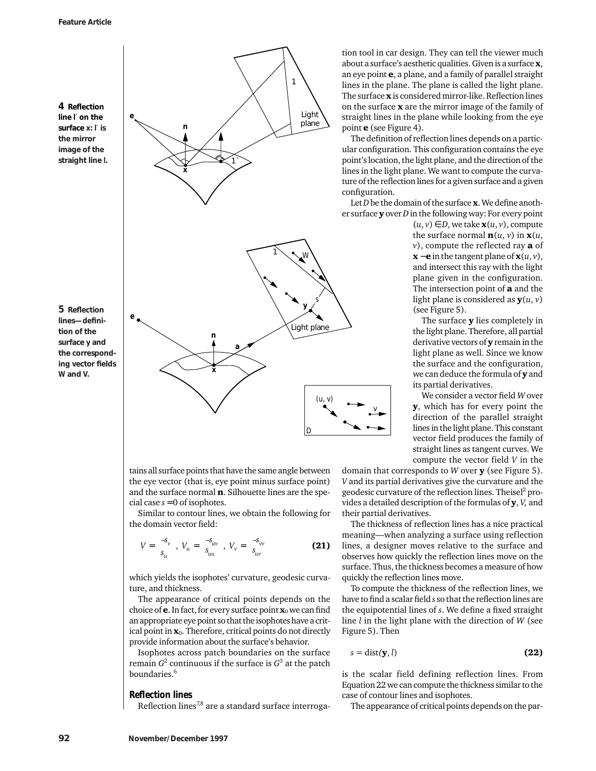**4 Reflection line l′ on the surface x: l′ is the mirror image of the straight line l.**

**5 Reflection lines—definition of the surface y and the corresponding vector fields W and V.**

tains all surface points that have the same angle between the eye vector (that is, eye point minus surface point) and the surface normal **n**. Silhouette lines are the special case $s = 0$ of isophotes.

Similar to contour lines, we obtain the following for the domain vector field:

$$V = \begin{pmatrix} -s_v \\ s_u \end{pmatrix},\; V_u = \begin{pmatrix} -s_{uv} \\ s_{uu} \end{pmatrix},\; V_v = \begin{pmatrix} -s_{vv} \\ s_{uv} \end{pmatrix} \qquad \textbf{(21)}$$

which yields the isophotes' curvature, geodesic curvature, and thickness.

The appearance of critical points depends on the choice of **e**. In fact, for every surface point $\mathbf{x}_0$ we can find an appropriate eye point so that the isophotes have a critical point in $\mathbf{x}_0$. Therefore, critical points do not directly provide information about the surface's behavior.

Isophotes across patch boundaries on the surface remain $G^2$ continuous if the surface is $G^3$ at the patch boundaries.[6]

### Reflection lines

Reflection lines[7,8] are a standard surface interrogation tool in car design. They can tell the viewer much about a surface's aesthetic qualities. Given is a surface **x**, an eye point **e**, a plane, and a family of parallel straight lines in the plane. The plane is called the light plane. The surface **x** is considered mirror-like. Reflection lines on the surface **x** are the mirror image of the family of straight lines in the plane while looking from the eye point **e** (see Figure 4).

The definition of reflection lines depends on a particular configuration. This configuration contains the eye point's location, the light plane, and the direction of the lines in the light plane. We want to compute the curvature of the reflection lines for a given surface and a given configuration.

Let $D$ be the domain of the surface **x**. We define another surface **y** over $D$ in the following way: For every point $(u, v) \in D$, we take $\mathbf{x}(u, v)$, compute the surface normal $\mathbf{n}(u, v)$ in $\mathbf{x}(u, v)$, compute the reflected ray **a** of $\mathbf{x} - \mathbf{e}$ in the tangent plane of $\mathbf{x}(u, v)$, and intersect this ray with the light plane given in the configuration. The intersection point of **a** and the light plane is considered as $\mathbf{y}(u, v)$ (see Figure 5).

The surface **y** lies completely in the light plane. Therefore, all partial derivative vectors of **y** remain in the light plane as well. Since we know the surface and the configuration, we can deduce the formula of **y** and its partial derivatives.

We consider a vector field $W$ over **y**, which has for every point the direction of the parallel straight lines in the light plane. This constant vector field produces the family of straight lines as tangent curves. We compute the vector field $V$ in the domain that corresponds to $W$ over **y** (see Figure 5). $V$ and its partial derivatives give the curvature and the geodesic curvature of the reflection lines. Theisel[2] provides a detailed description of the formulas of **y**, $V$, and their partial derivatives.

The thickness of reflection lines has a nice practical meaning—when analyzing a surface using reflection lines, a designer moves relative to the surface and observes how quickly the reflection lines move on the surface. Thus, the thickness becomes a measure of how quickly the reflection lines move.

To compute the thickness of the reflection lines, we have to find a scalar field $s$ so that the reflection lines are the equipotential lines of $s$. We define a fixed straight line $l$ in the light plane with the direction of $W$ (see Figure 5). Then

$$s = \mathrm{dist}(\mathbf{y}, l) \qquad \textbf{(22)}$$

is the scalar field defining reflection lines. From Equation 22 we can compute the thickness similar to the case of contour lines and isophotes.

The appearance of critical points depends on the par-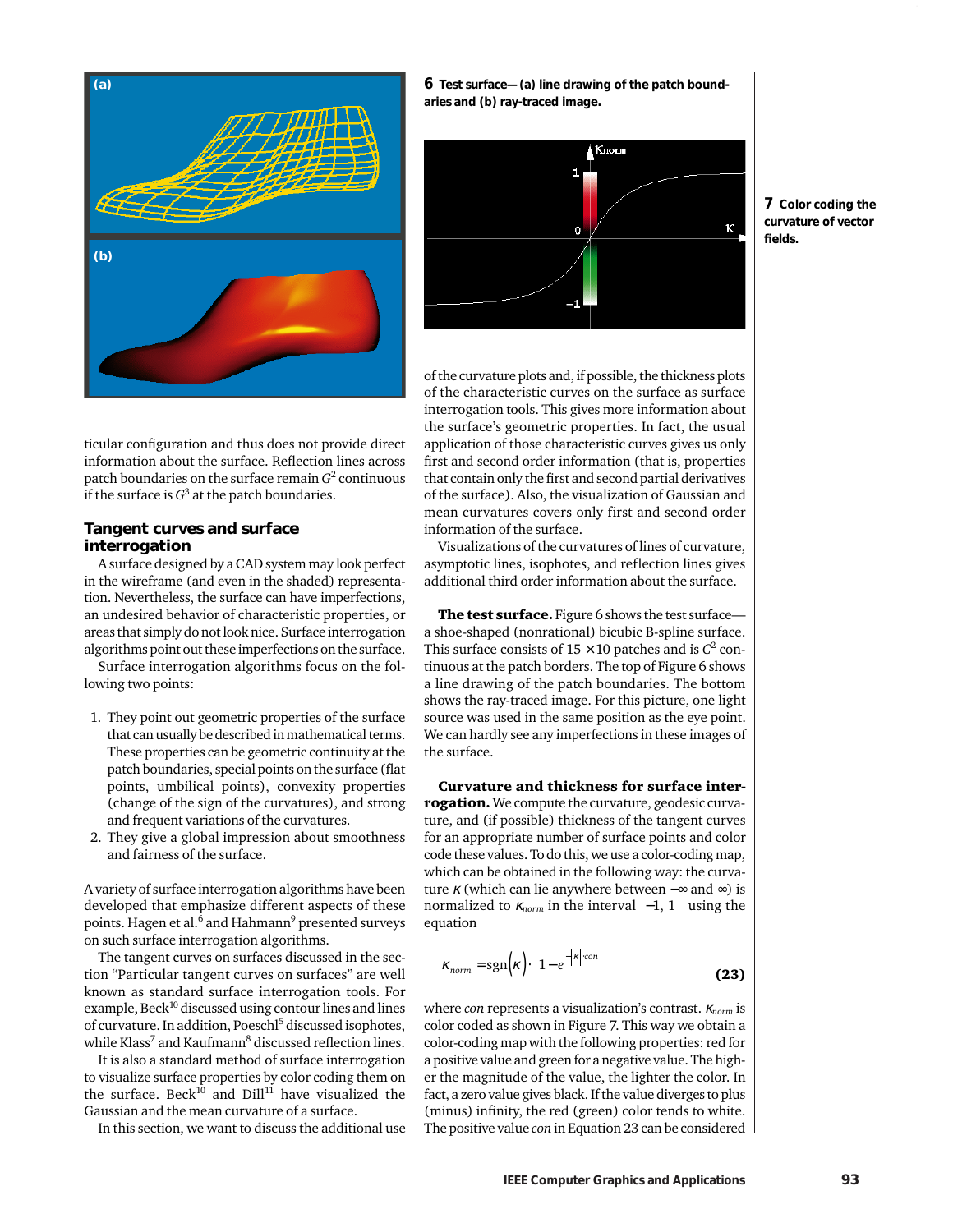6 Test surface—(a) line drawing of the patch boundaries and (b) ray-traced image.

7 Color coding the curvature of vector fields.

ticular configuration and thus does not provide direct information about the surface. Reflection lines across patch boundaries on the surface remain $G^2$ continuous if the surface is $G^3$ at the patch boundaries.

## Tangent curves and surface interrogation

A surface designed by a CAD system may look perfect in the wireframe (and even in the shaded) representation. Nevertheless, the surface can have imperfections, an undesired behavior of characteristic properties, or areas that simply do not look nice. Surface interrogation algorithms point out these imperfections on the surface.

Surface interrogation algorithms focus on the following two points:

1. They point out geometric properties of the surface that can usually be described in mathematical terms. These properties can be geometric continuity at the patch boundaries, special points on the surface (flat points, umbilical points), convexity properties (change of the sign of the curvatures), and strong and frequent variations of the curvatures.
2. They give a global impression about smoothness and fairness of the surface.

A variety of surface interrogation algorithms have been developed that emphasize different aspects of these points. Hagen et al.[6] and Hahmann[9] presented surveys on such surface interrogation algorithms.

The tangent curves on surfaces discussed in the section "Particular tangent curves on surfaces" are well known as standard surface interrogation tools. For example, Beck[10] discussed using contour lines and lines of curvature. In addition, Poeschl[5] discussed isophotes, while Klass[7] and Kaufmann[8] discussed reflection lines.

It is also a standard method of surface interrogation to visualize surface properties by color coding them on the surface. Beck[10] and Dill[11] have visualized the Gaussian and the mean curvature of a surface.

In this section, we want to discuss the additional use of the curvature plots and, if possible, the thickness plots of the characteristic curves on the surface as surface interrogation tools. This gives more information about the surface's geometric properties. In fact, the usual application of those characteristic curves gives us only first and second order information (that is, properties that contain only the first and second partial derivatives of the surface). Also, the visualization of Gaussian and mean curvatures covers only first and second order information of the surface.

Visualizations of the curvatures of lines of curvature, asymptotic lines, isophotes, and reflection lines gives additional third order information about the surface.

**The test surface.** Figure 6 shows the test surface—a shoe-shaped (nonrational) bicubic B-spline surface. This surface consists of $15 \times 10$ patches and is $C^2$ continuous at the patch borders. The top of Figure 6 shows a line drawing of the patch boundaries. The bottom shows the ray-traced image. For this picture, one light source was used in the same position as the eye point. We can hardly see any imperfections in these images of the surface.

**Curvature and thickness for surface interrogation.** We compute the curvature, geodesic curvature, and (if possible) thickness of the tangent curves for an appropriate number of surface points and color code these values. To do this, we use a color-coding map, which can be obtained in the following way: the curvature $\kappa$ (which can lie anywhere between $-\infty$ and $\infty$) is normalized to $\kappa_{norm}$ in the interval $[-1, 1]$ using the equation

$$\kappa_{norm} = \mathrm{sgn}(\kappa) \cdot \left(1 - e^{-|\kappa| \cdot con}\right) \tag{23}$$

where *con* represents a visualization's contrast. $\kappa_{norm}$ is color coded as shown in Figure 7. This way we obtain a color-coding map with the following properties: red for a positive value and green for a negative value. The higher the magnitude of the value, the lighter the color. In fact, a zero value gives black. If the value diverges to plus (minus) infinity, the red (green) color tends to white. The positive value *con* in Equation 23 can be considered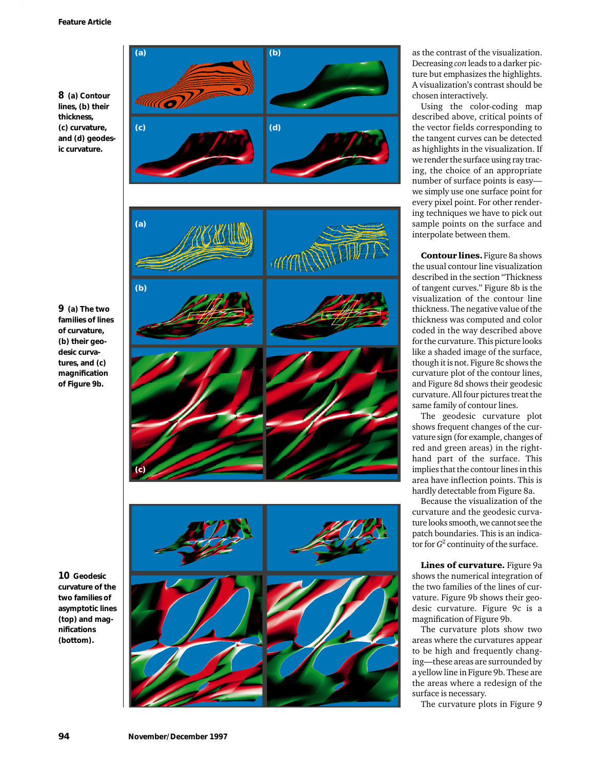8 (a) Contour lines, (b) their thickness, (c) curvature, and (d) geodesic curvature.

9 (a) The two families of lines of curvature, (b) their geodesic curvatures, and (c) magnification of Figure 9b.

10 Geodesic curvature of the two families of asymptotic lines (top) and magnifications (bottom).

as the contrast of the visualization. Decreasing *con* leads to a darker picture but emphasizes the highlights. A visualization's contrast should be chosen interactively.

Using the color-coding map described above, critical points of the vector fields corresponding to the tangent curves can be detected as highlights in the visualization. If we render the surface using ray tracing, the choice of an appropriate number of surface points is easy—we simply use one surface point for every pixel point. For other rendering techniques we have to pick out sample points on the surface and interpolate between them.

**Contour lines.** Figure 8a shows the usual contour line visualization described in the section "Thickness of tangent curves." Figure 8b is the visualization of the contour line thickness. The negative value of the thickness was computed and color coded in the way described above for the curvature. This picture looks like a shaded image of the surface, though it is not. Figure 8c shows the curvature plot of the contour lines, and Figure 8d shows their geodesic curvature. All four pictures treat the same family of contour lines.

The geodesic curvature plot shows frequent changes of the curvature sign (for example, changes of red and green areas) in the right-hand part of the surface. This implies that the contour lines in this area have inflection points. This is hardly detectable from Figure 8a.

Because the visualization of the curvature and the geodesic curvature looks smooth, we cannot see the patch boundaries. This is an indicator for $G^2$ continuity of the surface.

**Lines of curvature.** Figure 9a shows the numerical integration of the two families of the lines of curvature. Figure 9b shows their geodesic curvature. Figure 9c is a magnification of Figure 9b.

The curvature plots show two areas where the curvatures appear to be high and frequently changing—these areas are surrounded by a yellow line in Figure 9b. These are the areas where a redesign of the surface is necessary.

The curvature plots in Figure 9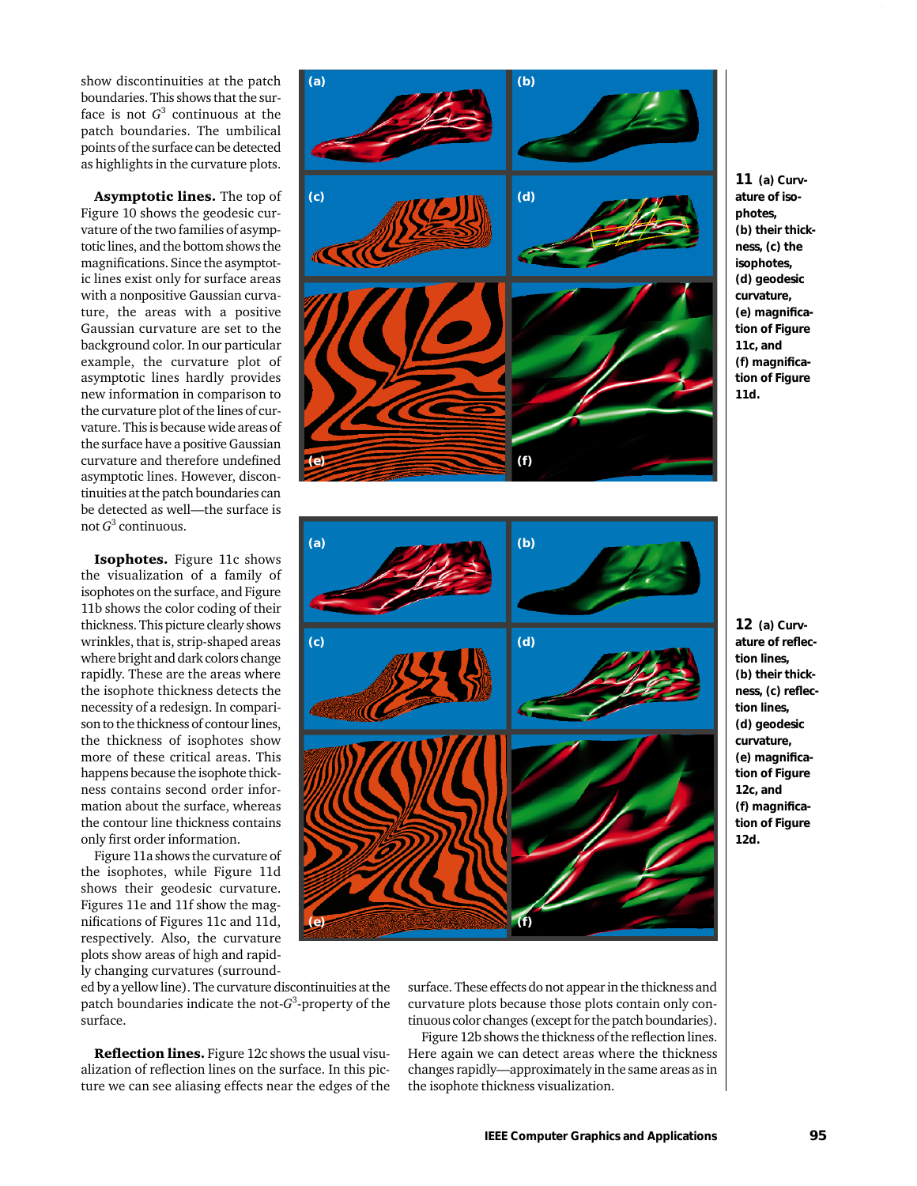show discontinuities at the patch boundaries. This shows that the surface is not $G^3$ continuous at the patch boundaries. The umbilical points of the surface can be detected as highlights in the curvature plots.

**Asymptotic lines.** The top of Figure 10 shows the geodesic curvature of the two families of asymptotic lines, and the bottom shows the magnifications. Since the asymptotic lines exist only for surface areas with a nonpositive Gaussian curvature, the areas with a positive Gaussian curvature are set to the background color. In our particular example, the curvature plot of asymptotic lines hardly provides new information in comparison to the curvature plot of the lines of curvature. This is because wide areas of the surface have a positive Gaussian curvature and therefore undefined asymptotic lines. However, discontinuities at the patch boundaries can be detected as well—the surface is not $G^3$ continuous.

**Isophotes.** Figure 11c shows the visualization of a family of isophotes on the surface, and Figure 11b shows the color coding of their thickness. This picture clearly shows wrinkles, that is, strip-shaped areas where bright and dark colors change rapidly. These are the areas where the isophote thickness detects the necessity of a redesign. In comparison to the thickness of contour lines, the thickness of isophotes show more of these critical areas. This happens because the isophote thickness contains second order information about the surface, whereas the contour line thickness contains only first order information.

Figure 11a shows the curvature of the isophotes, while Figure 11d shows their geodesic curvature. Figures 11e and 11f show the magnifications of Figures 11c and 11d, respectively. Also, the curvature plots show areas of high and rapidly changing curvatures (surrounded by a yellow line). The curvature discontinuities at the patch boundaries indicate the not-$G^3$-property of the surface.

**11** (a) Curvature of isophotes, (b) their thickness, (c) the isophotes, (d) geodesic curvature, (e) magnification of Figure 11c, and (f) magnification of Figure 11d.

**12** (a) Curvature of reflection lines, (b) their thickness, (c) reflection lines, (d) geodesic curvature, (e) magnification of Figure 12c, and (f) magnification of Figure 12d.

**Reflection lines.** Figure 12c shows the usual visualization of reflection lines on the surface. In this picture we can see aliasing effects near the edges of the surface. These effects do not appear in the thickness and curvature plots because those plots contain only continuous color changes (except for the patch boundaries).

Figure 12b shows the thickness of the reflection lines. Here again we can detect areas where the thickness changes rapidly—approximately in the same areas as in the isophote thickness visualization.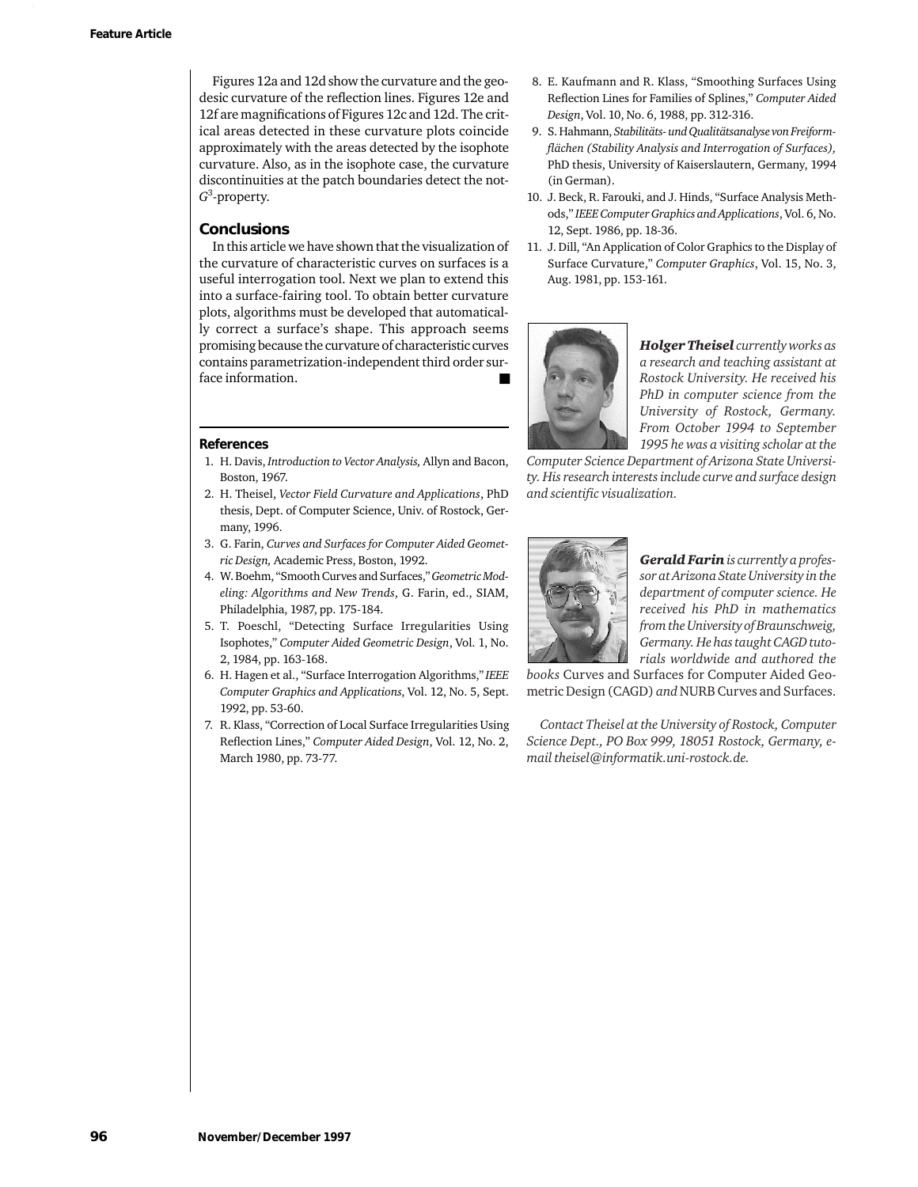Figures 12a and 12d show the curvature and the geodesic curvature of the reflection lines. Figures 12e and 12f are magnifications of Figures 12c and 12d. The critical areas detected in these curvature plots coincide approximately with the areas detected by the isophote curvature. Also, as in the isophote case, the curvature discontinuities at the patch boundaries detect the not-$G^3$-property.

## Conclusions

In this article we have shown that the visualization of the curvature of characteristic curves on surfaces is a useful interrogation tool. Next we plan to extend this into a surface-fairing tool. To obtain better curvature plots, algorithms must be developed that automatically correct a surface's shape. This approach seems promising because the curvature of characteristic curves contains parametrization-independent third order surface information. ■

## References

1. H. Davis, *Introduction to Vector Analysis,* Allyn and Bacon, Boston, 1967.
2. H. Theisel, *Vector Field Curvature and Applications*, PhD thesis, Dept. of Computer Science, Univ. of Rostock, Germany, 1996.
3. G. Farin, *Curves and Surfaces for Computer Aided Geometric Design,* Academic Press, Boston, 1992.
4. W. Boehm, "Smooth Curves and Surfaces," *Geometric Modeling: Algorithms and New Trends*, G. Farin, ed., SIAM, Philadelphia, 1987, pp. 175-184.
5. T. Poeschl, "Detecting Surface Irregularities Using Isophotes," *Computer Aided Geometric Design*, Vol. 1, No. 2, 1984, pp. 163-168.
6. H. Hagen et al., "Surface Interrogation Algorithms," *IEEE Computer Graphics and Applications*, Vol. 12, No. 5, Sept. 1992, pp. 53-60.
7. R. Klass, "Correction of Local Surface Irregularities Using Reflection Lines," *Computer Aided Design*, Vol. 12, No. 2, March 1980, pp. 73-77.
8. E. Kaufmann and R. Klass, "Smoothing Surfaces Using Reflection Lines for Families of Splines," *Computer Aided Design*, Vol. 10, No. 6, 1988, pp. 312-316.
9. S. Hahmann, *Stabilitäts- und Qualitätsanalyse von Freiformflächen (Stability Analysis and Interrogation of Surfaces),* PhD thesis, University of Kaiserslautern, Germany, 1994 (in German).
10. J. Beck, R. Farouki, and J. Hinds, "Surface Analysis Methods," *IEEE Computer Graphics and Applications*, Vol. 6, No. 12, Sept. 1986, pp. 18-36.
11. J. Dill, "An Application of Color Graphics to the Display of Surface Curvature," *Computer Graphics*, Vol. 15, No. 3, Aug. 1981, pp. 153-161.

***Holger Theisel*** *currently works as a research and teaching assistant at Rostock University. He received his PhD in computer science from the University of Rostock, Germany. From October 1994 to September 1995 he was a visiting scholar at the Computer Science Department of Arizona State University. His research interests include curve and surface design and scientific visualization.*

***Gerald Farin*** *is currently a professor at Arizona State University in the department of computer science. He received his PhD in mathematics from the University of Braunschweig, Germany. He has taught CAGD tutorials worldwide and authored the books* Curves and Surfaces for Computer Aided Geometric Design (CAGD) *and* NURB Curves and Surfaces.

*Contact Theisel at the University of Rostock, Computer Science Dept., PO Box 999, 18051 Rostock, Germany, e-mail theisel@informatik.uni-rostock.de.*